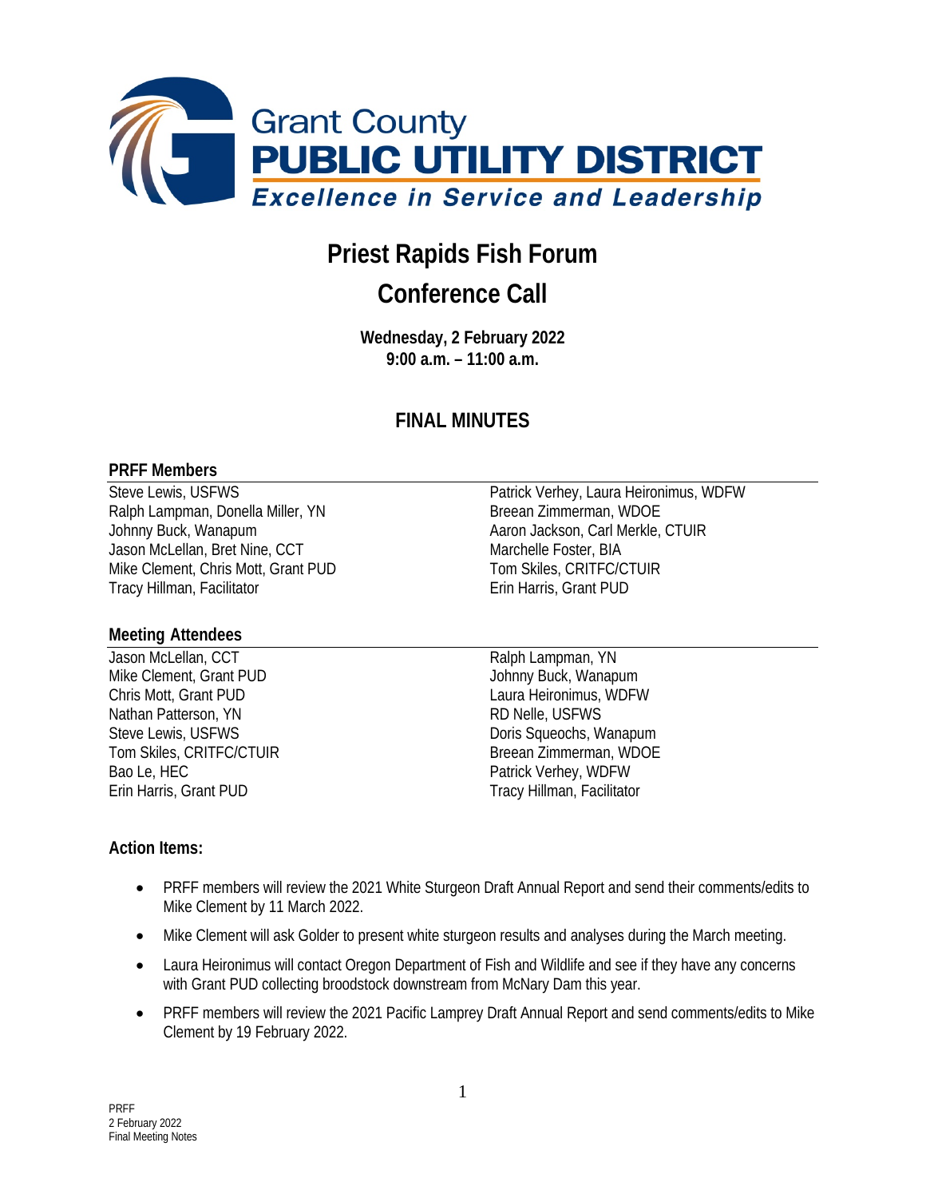Grant County
**PUBLIC UTILITY DISTRICT**
*Excellence in Service and Leadership*

# Priest Rapids Fish Forum

# Conference Call

**Wednesday, 2 February 2022**
**9:00 a.m. – 11:00 a.m.**

## FINAL MINUTES

### PRFF Members

Steve Lewis, USFWS
Ralph Lampman, Donella Miller, YN
Johnny Buck, Wanapum
Jason McLellan, Bret Nine, CCT
Mike Clement, Chris Mott, Grant PUD
Tracy Hillman, Facilitator
Patrick Verhey, Laura Heironimus, WDFW
Breean Zimmerman, WDOE
Aaron Jackson, Carl Merkle, CTUIR
Marchelle Foster, BIA
Tom Skiles, CRITFC/CTUIR
Erin Harris, Grant PUD

### Meeting Attendees

Jason McLellan, CCT
Mike Clement, Grant PUD
Chris Mott, Grant PUD
Nathan Patterson, YN
Steve Lewis, USFWS
Tom Skiles, CRITFC/CTUIR
Bao Le, HEC
Erin Harris, Grant PUD
Ralph Lampman, YN
Johnny Buck, Wanapum
Laura Heironimus, WDFW
RD Nelle, USFWS
Doris Squeochs, Wanapum
Breean Zimmerman, WDOE
Patrick Verhey, WDFW
Tracy Hillman, Facilitator

### Action Items:

- PRFF members will review the 2021 White Sturgeon Draft Annual Report and send their comments/edits to Mike Clement by 11 March 2022.
- Mike Clement will ask Golder to present white sturgeon results and analyses during the March meeting.
- Laura Heironimus will contact Oregon Department of Fish and Wildlife and see if they have any concerns with Grant PUD collecting broodstock downstream from McNary Dam this year.
- PRFF members will review the 2021 Pacific Lamprey Draft Annual Report and send comments/edits to Mike Clement by 19 February 2022.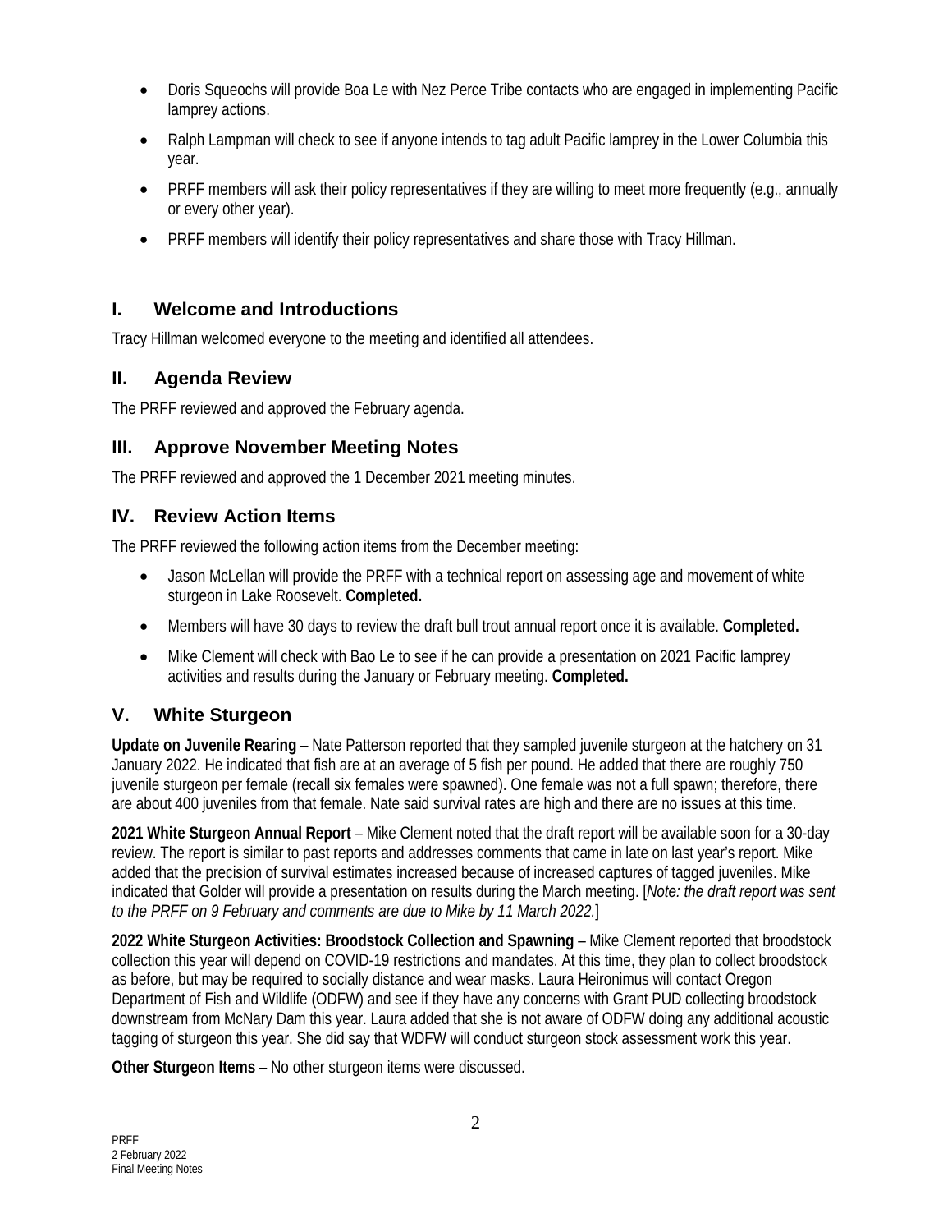- Doris Squeochs will provide Boa Le with Nez Perce Tribe contacts who are engaged in implementing Pacific lamprey actions.
- Ralph Lampman will check to see if anyone intends to tag adult Pacific lamprey in the Lower Columbia this year.
- PRFF members will ask their policy representatives if they are willing to meet more frequently (e.g., annually or every other year).
- PRFF members will identify their policy representatives and share those with Tracy Hillman.

## I. Welcome and Introductions

Tracy Hillman welcomed everyone to the meeting and identified all attendees.

## II. Agenda Review

The PRFF reviewed and approved the February agenda.

## III. Approve November Meeting Notes

The PRFF reviewed and approved the 1 December 2021 meeting minutes.

## IV. Review Action Items

The PRFF reviewed the following action items from the December meeting:

- Jason McLellan will provide the PRFF with a technical report on assessing age and movement of white sturgeon in Lake Roosevelt. **Completed.**
- Members will have 30 days to review the draft bull trout annual report once it is available. **Completed.**
- Mike Clement will check with Bao Le to see if he can provide a presentation on 2021 Pacific lamprey activities and results during the January or February meeting. **Completed.**

## V. White Sturgeon

**Update on Juvenile Rearing** – Nate Patterson reported that they sampled juvenile sturgeon at the hatchery on 31 January 2022. He indicated that fish are at an average of 5 fish per pound. He added that there are roughly 750 juvenile sturgeon per female (recall six females were spawned). One female was not a full spawn; therefore, there are about 400 juveniles from that female. Nate said survival rates are high and there are no issues at this time.

**2021 White Sturgeon Annual Report** – Mike Clement noted that the draft report will be available soon for a 30-day review. The report is similar to past reports and addresses comments that came in late on last year's report. Mike added that the precision of survival estimates increased because of increased captures of tagged juveniles. Mike indicated that Golder will provide a presentation on results during the March meeting. [*Note: the draft report was sent to the PRFF on 9 February and comments are due to Mike by 11 March 2022.*]

**2022 White Sturgeon Activities: Broodstock Collection and Spawning** – Mike Clement reported that broodstock collection this year will depend on COVID-19 restrictions and mandates. At this time, they plan to collect broodstock as before, but may be required to socially distance and wear masks. Laura Heironimus will contact Oregon Department of Fish and Wildlife (ODFW) and see if they have any concerns with Grant PUD collecting broodstock downstream from McNary Dam this year. Laura added that she is not aware of ODFW doing any additional acoustic tagging of sturgeon this year. She did say that WDFW will conduct sturgeon stock assessment work this year.

**Other Sturgeon Items** – No other sturgeon items were discussed.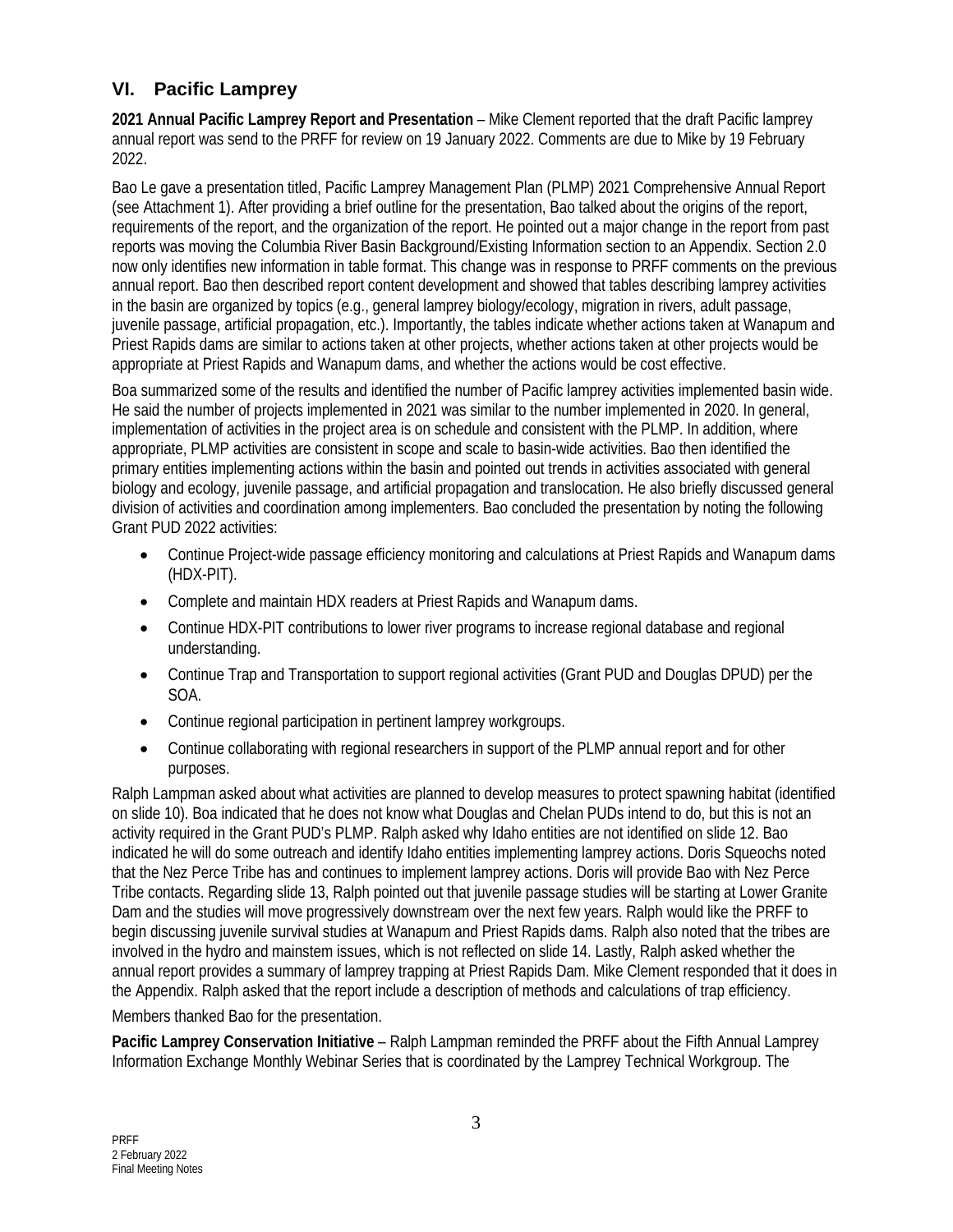## VI. Pacific Lamprey

**2021 Annual Pacific Lamprey Report and Presentation** – Mike Clement reported that the draft Pacific lamprey annual report was send to the PRFF for review on 19 January 2022. Comments are due to Mike by 19 February 2022.

Bao Le gave a presentation titled, Pacific Lamprey Management Plan (PLMP) 2021 Comprehensive Annual Report (see Attachment 1). After providing a brief outline for the presentation, Bao talked about the origins of the report, requirements of the report, and the organization of the report. He pointed out a major change in the report from past reports was moving the Columbia River Basin Background/Existing Information section to an Appendix. Section 2.0 now only identifies new information in table format. This change was in response to PRFF comments on the previous annual report. Bao then described report content development and showed that tables describing lamprey activities in the basin are organized by topics (e.g., general lamprey biology/ecology, migration in rivers, adult passage, juvenile passage, artificial propagation, etc.). Importantly, the tables indicate whether actions taken at Wanapum and Priest Rapids dams are similar to actions taken at other projects, whether actions taken at other projects would be appropriate at Priest Rapids and Wanapum dams, and whether the actions would be cost effective.

Boa summarized some of the results and identified the number of Pacific lamprey activities implemented basin wide. He said the number of projects implemented in 2021 was similar to the number implemented in 2020. In general, implementation of activities in the project area is on schedule and consistent with the PLMP. In addition, where appropriate, PLMP activities are consistent in scope and scale to basin-wide activities. Bao then identified the primary entities implementing actions within the basin and pointed out trends in activities associated with general biology and ecology, juvenile passage, and artificial propagation and translocation. He also briefly discussed general division of activities and coordination among implementers. Bao concluded the presentation by noting the following Grant PUD 2022 activities:

- Continue Project-wide passage efficiency monitoring and calculations at Priest Rapids and Wanapum dams (HDX-PIT).
- Complete and maintain HDX readers at Priest Rapids and Wanapum dams.
- Continue HDX-PIT contributions to lower river programs to increase regional database and regional understanding.
- Continue Trap and Transportation to support regional activities (Grant PUD and Douglas DPUD) per the SOA.
- Continue regional participation in pertinent lamprey workgroups.
- Continue collaborating with regional researchers in support of the PLMP annual report and for other purposes.

Ralph Lampman asked about what activities are planned to develop measures to protect spawning habitat (identified on slide 10). Boa indicated that he does not know what Douglas and Chelan PUDs intend to do, but this is not an activity required in the Grant PUD's PLMP. Ralph asked why Idaho entities are not identified on slide 12. Bao indicated he will do some outreach and identify Idaho entities implementing lamprey actions. Doris Squeochs noted that the Nez Perce Tribe has and continues to implement lamprey actions. Doris will provide Bao with Nez Perce Tribe contacts. Regarding slide 13, Ralph pointed out that juvenile passage studies will be starting at Lower Granite Dam and the studies will move progressively downstream over the next few years. Ralph would like the PRFF to begin discussing juvenile survival studies at Wanapum and Priest Rapids dams. Ralph also noted that the tribes are involved in the hydro and mainstem issues, which is not reflected on slide 14. Lastly, Ralph asked whether the annual report provides a summary of lamprey trapping at Priest Rapids Dam. Mike Clement responded that it does in the Appendix. Ralph asked that the report include a description of methods and calculations of trap efficiency.

Members thanked Bao for the presentation.

**Pacific Lamprey Conservation Initiative** – Ralph Lampman reminded the PRFF about the Fifth Annual Lamprey Information Exchange Monthly Webinar Series that is coordinated by the Lamprey Technical Workgroup. The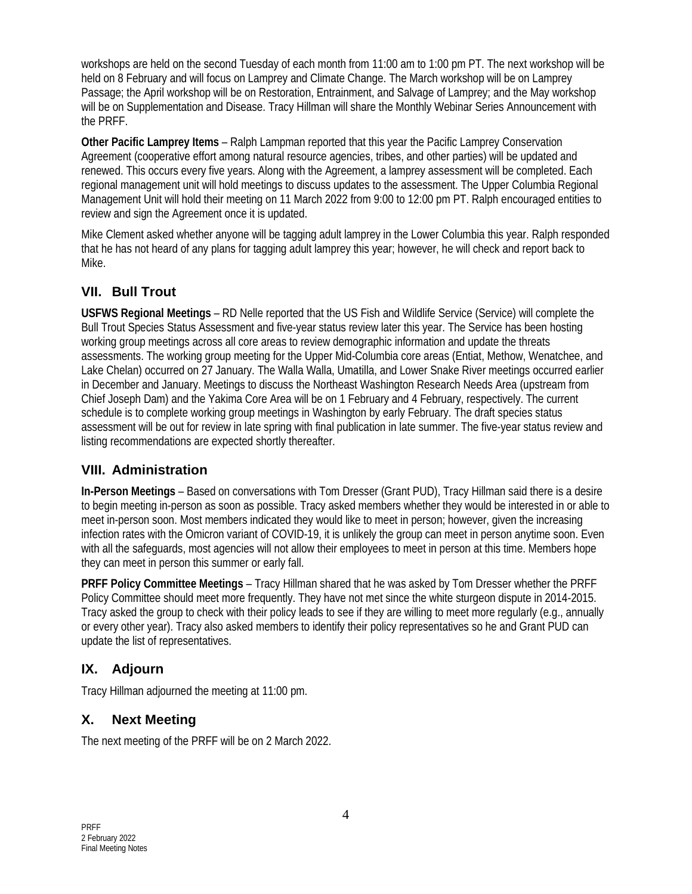workshops are held on the second Tuesday of each month from 11:00 am to 1:00 pm PT. The next workshop will be held on 8 February and will focus on Lamprey and Climate Change. The March workshop will be on Lamprey Passage; the April workshop will be on Restoration, Entrainment, and Salvage of Lamprey; and the May workshop will be on Supplementation and Disease. Tracy Hillman will share the Monthly Webinar Series Announcement with the PRFF.

**Other Pacific Lamprey Items** – Ralph Lampman reported that this year the Pacific Lamprey Conservation Agreement (cooperative effort among natural resource agencies, tribes, and other parties) will be updated and renewed. This occurs every five years. Along with the Agreement, a lamprey assessment will be completed. Each regional management unit will hold meetings to discuss updates to the assessment. The Upper Columbia Regional Management Unit will hold their meeting on 11 March 2022 from 9:00 to 12:00 pm PT. Ralph encouraged entities to review and sign the Agreement once it is updated.

Mike Clement asked whether anyone will be tagging adult lamprey in the Lower Columbia this year. Ralph responded that he has not heard of any plans for tagging adult lamprey this year; however, he will check and report back to Mike.

## VII. Bull Trout

**USFWS Regional Meetings** – RD Nelle reported that the US Fish and Wildlife Service (Service) will complete the Bull Trout Species Status Assessment and five-year status review later this year. The Service has been hosting working group meetings across all core areas to review demographic information and update the threats assessments. The working group meeting for the Upper Mid-Columbia core areas (Entiat, Methow, Wenatchee, and Lake Chelan) occurred on 27 January. The Walla Walla, Umatilla, and Lower Snake River meetings occurred earlier in December and January. Meetings to discuss the Northeast Washington Research Needs Area (upstream from Chief Joseph Dam) and the Yakima Core Area will be on 1 February and 4 February, respectively. The current schedule is to complete working group meetings in Washington by early February. The draft species status assessment will be out for review in late spring with final publication in late summer. The five-year status review and listing recommendations are expected shortly thereafter.

## VIII. Administration

**In-Person Meetings** – Based on conversations with Tom Dresser (Grant PUD), Tracy Hillman said there is a desire to begin meeting in-person as soon as possible. Tracy asked members whether they would be interested in or able to meet in-person soon. Most members indicated they would like to meet in person; however, given the increasing infection rates with the Omicron variant of COVID-19, it is unlikely the group can meet in person anytime soon. Even with all the safeguards, most agencies will not allow their employees to meet in person at this time. Members hope they can meet in person this summer or early fall.

**PRFF Policy Committee Meetings** – Tracy Hillman shared that he was asked by Tom Dresser whether the PRFF Policy Committee should meet more frequently. They have not met since the white sturgeon dispute in 2014-2015. Tracy asked the group to check with their policy leads to see if they are willing to meet more regularly (e.g., annually or every other year). Tracy also asked members to identify their policy representatives so he and Grant PUD can update the list of representatives.

## IX. Adjourn

Tracy Hillman adjourned the meeting at 11:00 pm.

## X. Next Meeting

The next meeting of the PRFF will be on 2 March 2022.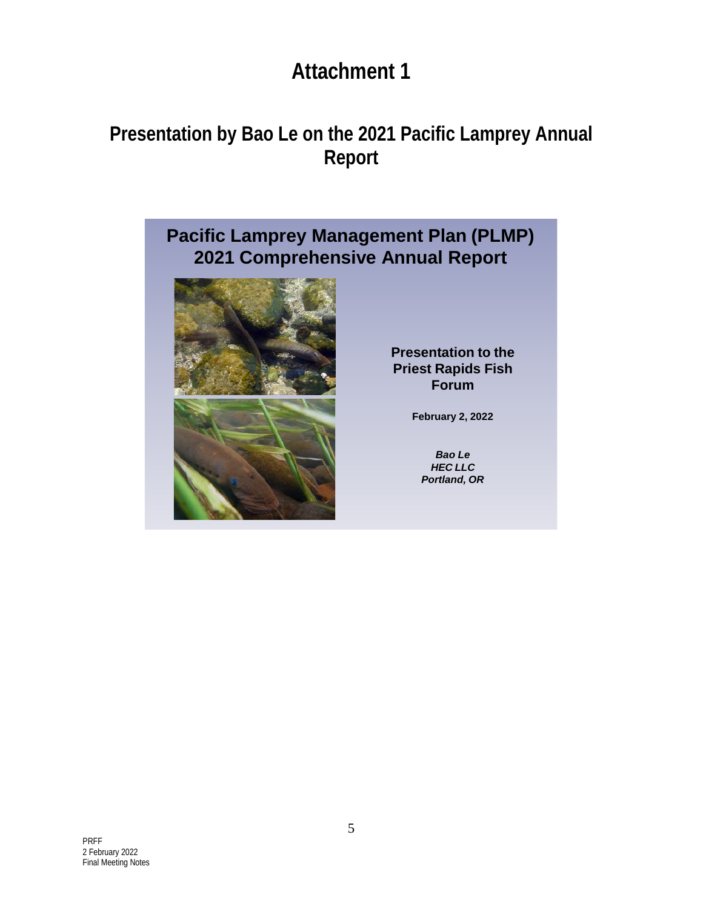# Attachment 1

## Presentation by Bao Le on the 2021 Pacific Lamprey Annual Report

**Pacific Lamprey Management Plan (PLMP) 2021 Comprehensive Annual Report**

**Presentation to the Priest Rapids Fish Forum**

**February 2, 2022**

***Bao Le***
***HEC LLC***
***Portland, OR***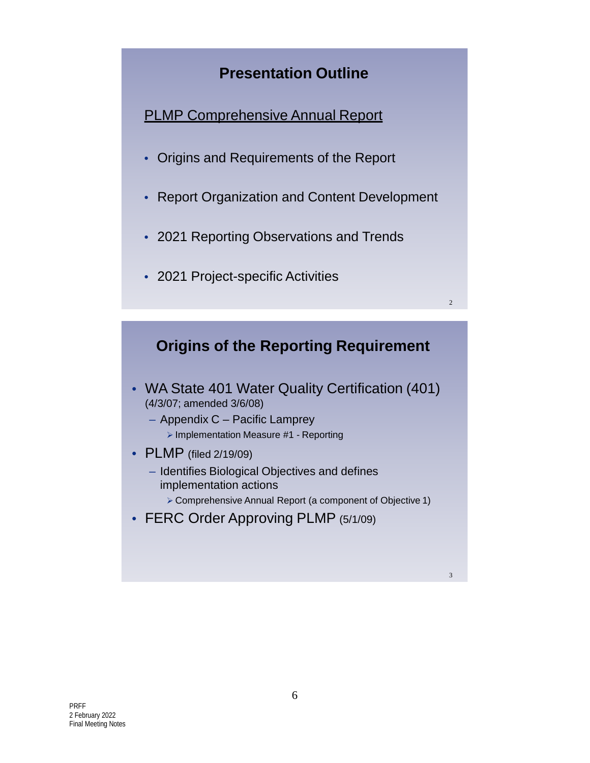## Presentation Outline

PLMP Comprehensive Annual Report

- Origins and Requirements of the Report
- Report Organization and Content Development
- 2021 Reporting Observations and Trends
- 2021 Project-specific Activities

## Origins of the Reporting Requirement

- WA State 401 Water Quality Certification (401) (4/3/07; amended 3/6/08)
  - Appendix C – Pacific Lamprey
    - Implementation Measure #1 - Reporting
- PLMP (filed 2/19/09)
  - Identifies Biological Objectives and defines implementation actions
    - Comprehensive Annual Report (a component of Objective 1)
- FERC Order Approving PLMP (5/1/09)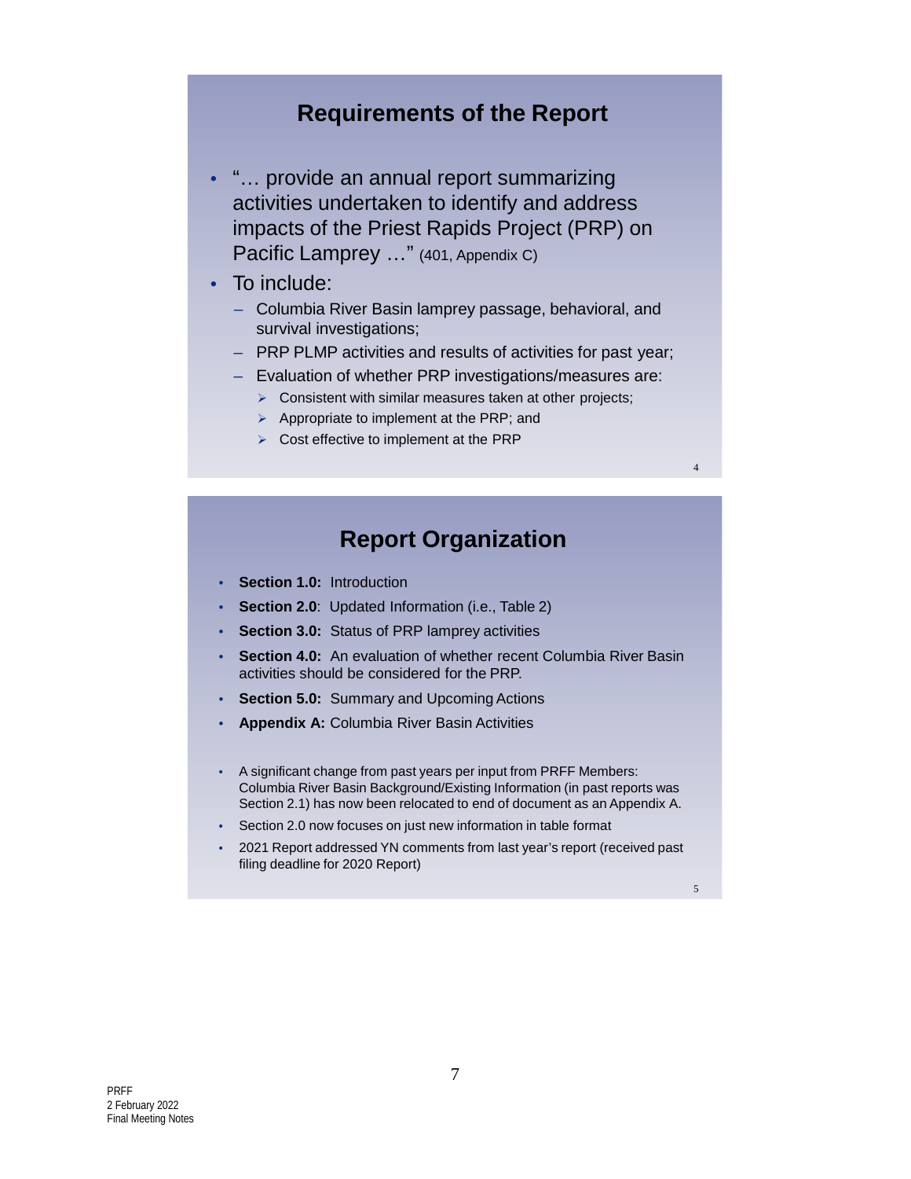## Requirements of the Report

- "… provide an annual report summarizing activities undertaken to identify and address impacts of the Priest Rapids Project (PRP) on Pacific Lamprey …" (401, Appendix C)
- To include:
  - Columbia River Basin lamprey passage, behavioral, and survival investigations;
  - PRP PLMP activities and results of activities for past year;
  - Evaluation of whether PRP investigations/measures are:
    - Consistent with similar measures taken at other projects;
    - Appropriate to implement at the PRP; and
    - Cost effective to implement at the PRP

## Report Organization

- **Section 1.0:** Introduction
- **Section 2.0**: Updated Information (i.e., Table 2)
- **Section 3.0:** Status of PRP lamprey activities
- **Section 4.0:** An evaluation of whether recent Columbia River Basin activities should be considered for the PRP.
- **Section 5.0:** Summary and Upcoming Actions
- **Appendix A:** Columbia River Basin Activities

- A significant change from past years per input from PRFF Members: Columbia River Basin Background/Existing Information (in past reports was Section 2.1) has now been relocated to end of document as an Appendix A.
- Section 2.0 now focuses on just new information in table format
- 2021 Report addressed YN comments from last year's report (received past filing deadline for 2020 Report)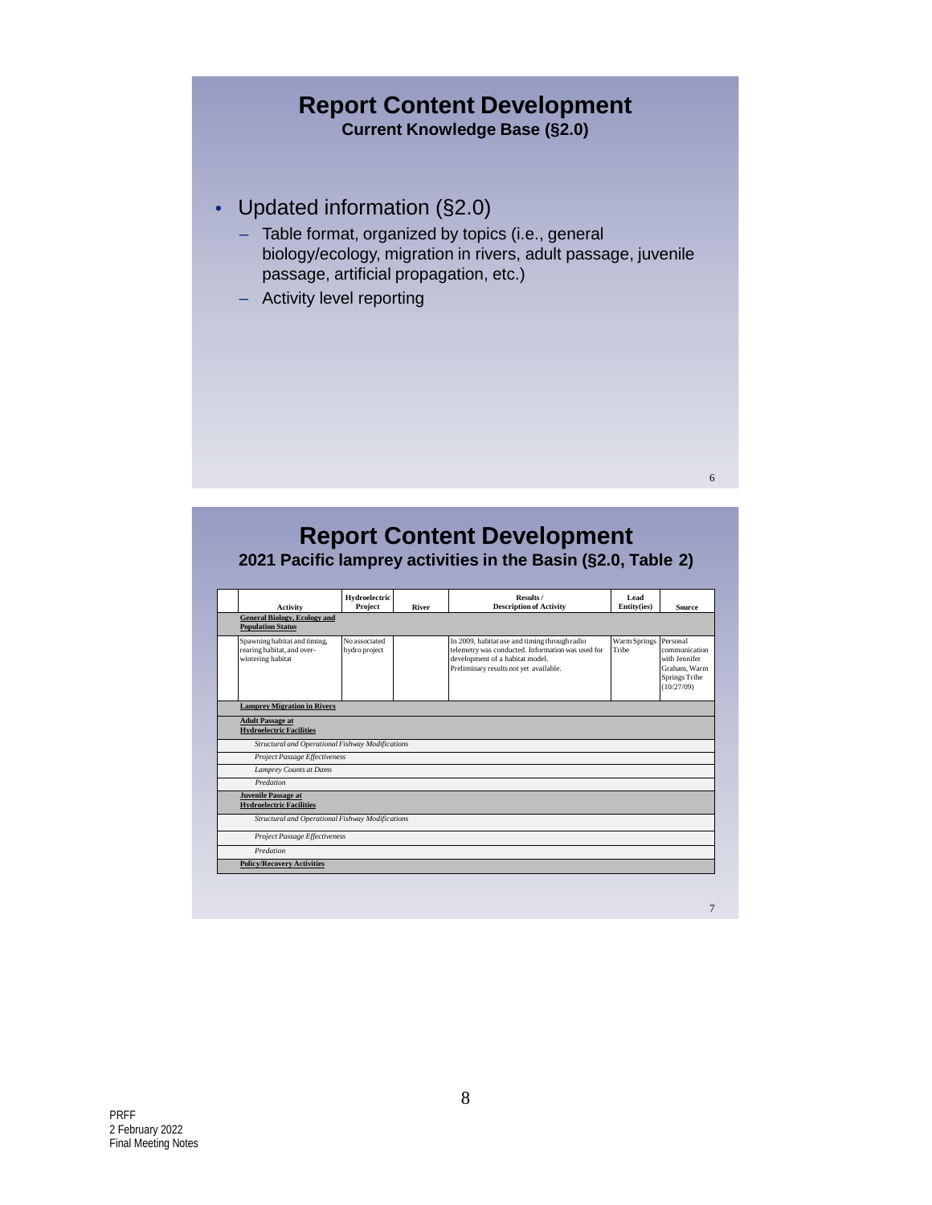## Report Content Development

**Current Knowledge Base (§2.0)**

- Updated information (§2.0)
  - Table format, organized by topics (i.e., general biology/ecology, migration in rivers, adult passage, juvenile passage, artificial propagation, etc.)
  - Activity level reporting

## Report Content Development

**2021 Pacific lamprey activities in the Basin (§2.0, Table 2)**

| | Activity | Hydroelectric Project | River | Results / Description of Activity | Lead Entity(ies) | Source |
|---|---|---|---|---|---|---|
| | **General Biology, Ecology and Population Status** | | | | | |
| | Spawning habitat and timing, rearing habitat, and over-wintering habitat | No associated hydro project | | In 2009, habitat use and timing through radio telemetry was conducted. Information was used for development of a habitat model. Preliminary results not yet available. | Warm Springs Tribe | Personal communication with Jennifer Graham, Warm Springs Tribe (10/27/09) |
| | **Lamprey Migration in Rivers** | | | | | |
| | **Adult Passage at Hydroelectric Facilities** | | | | | |
| | *Structural and Operational Fishway Modifications* | | | | | |
| | *Project Passage Effectiveness* | | | | | |
| | *Lamprey Counts at Dams* | | | | | |
| | *Predation* | | | | | |
| | **Juvenile Passage at Hydroelectric Facilities** | | | | | |
| | *Structural and Operational Fishway Modifications* | | | | | |
| | *Project Passage Effectiveness* | | | | | |
| | *Predation* | | | | | |
| | **Policy/Recovery Activities** | | | | | |

PRFF
2 February 2022
Final Meeting Notes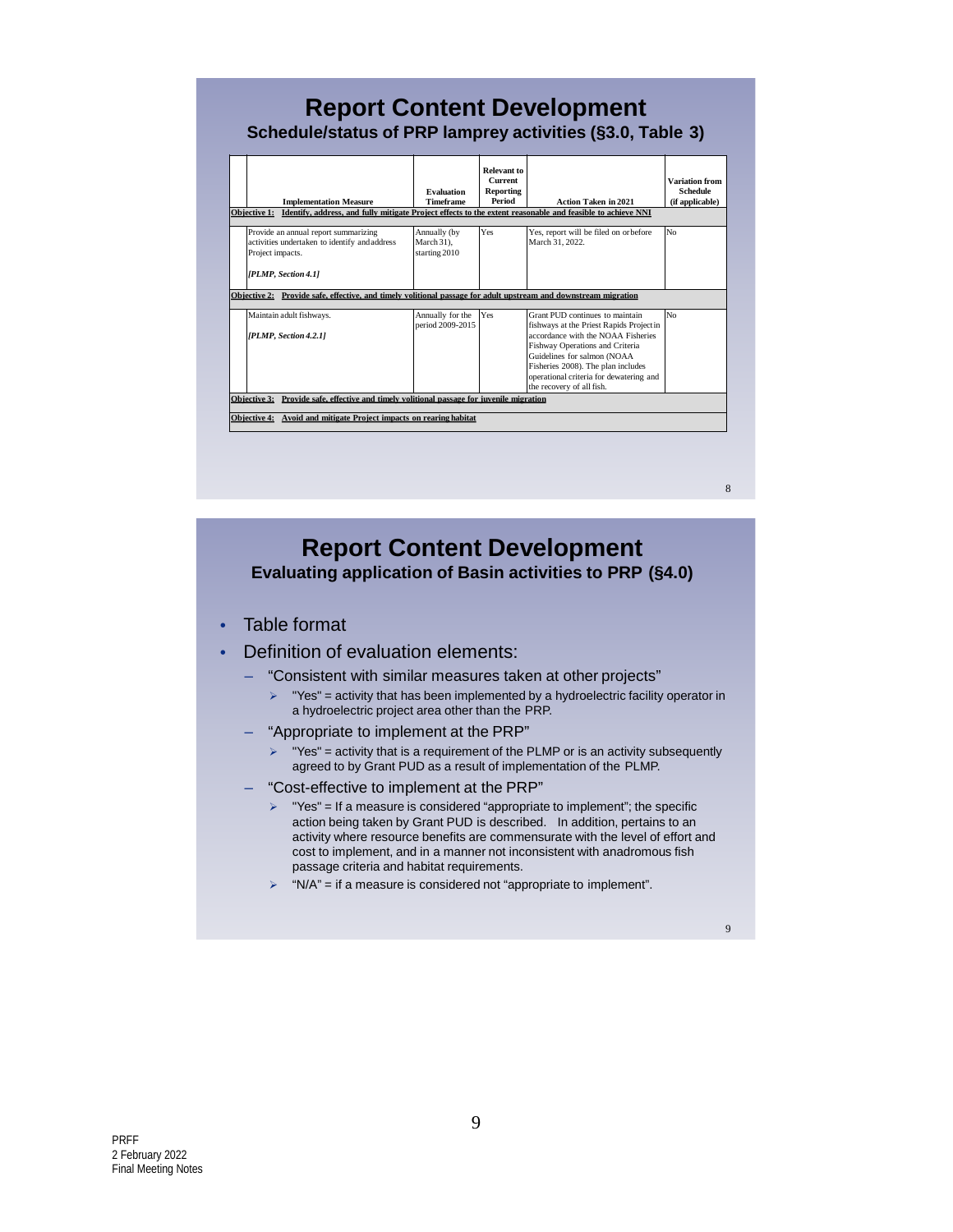## Report Content Development

### Schedule/status of PRP lamprey activities (§3.0, Table 3)

| Implementation Measure | Evaluation Timeframe | Relevant to Current Reporting Period | Action Taken in 2021 | Variation from Schedule (if applicable) |
|---|---|---|---|---|
| **Objective 1: Identify, address, and fully mitigate Project effects to the extent reasonable and feasible to achieve NNI** | | | | |
| Provide an annual report summarizing activities undertaken to identify and address Project impacts. *[PLMP, Section 4.1]* | Annually (by March 31), starting 2010 | Yes | Yes, report will be filed on or before March 31, 2022. | No |
| **Objective 2: Provide safe, effective, and timely volitional passage for adult upstream and downstream migration** | | | | |
| Maintain adult fishways. *[PLMP, Section 4.2.1]* | Annually for the period 2009-2015 | Yes | Grant PUD continues to maintain fishways at the Priest Rapids Project in accordance with the NOAA Fisheries Fishway Operations and Criteria Guidelines for salmon (NOAA Fisheries 2008). The plan includes operational criteria for dewatering and the recovery of all fish. | No |
| **Objective 3: Provide safe, effective and timely volitional passage for juvenile migration** | | | | |
| **Objective 4: Avoid and mitigate Project impacts on rearing habitat** | | | | |

## Report Content Development

### Evaluating application of Basin activities to PRP (§4.0)

- Table format
- Definition of evaluation elements:
  - "Consistent with similar measures taken at other projects"
    - "Yes" = activity that has been implemented by a hydroelectric facility operator in a hydroelectric project area other than the PRP.
  - "Appropriate to implement at the PRP"
    - "Yes" = activity that is a requirement of the PLMP or is an activity subsequently agreed to by Grant PUD as a result of implementation of the PLMP.
  - "Cost-effective to implement at the PRP"
    - "Yes" = If a measure is considered "appropriate to implement"; the specific action being taken by Grant PUD is described. In addition, pertains to an activity where resource benefits are commensurate with the level of effort and cost to implement, and in a manner not inconsistent with anadromous fish passage criteria and habitat requirements.
    - "N/A" = if a measure is considered not "appropriate to implement".

PRFF
2 February 2022
Final Meeting Notes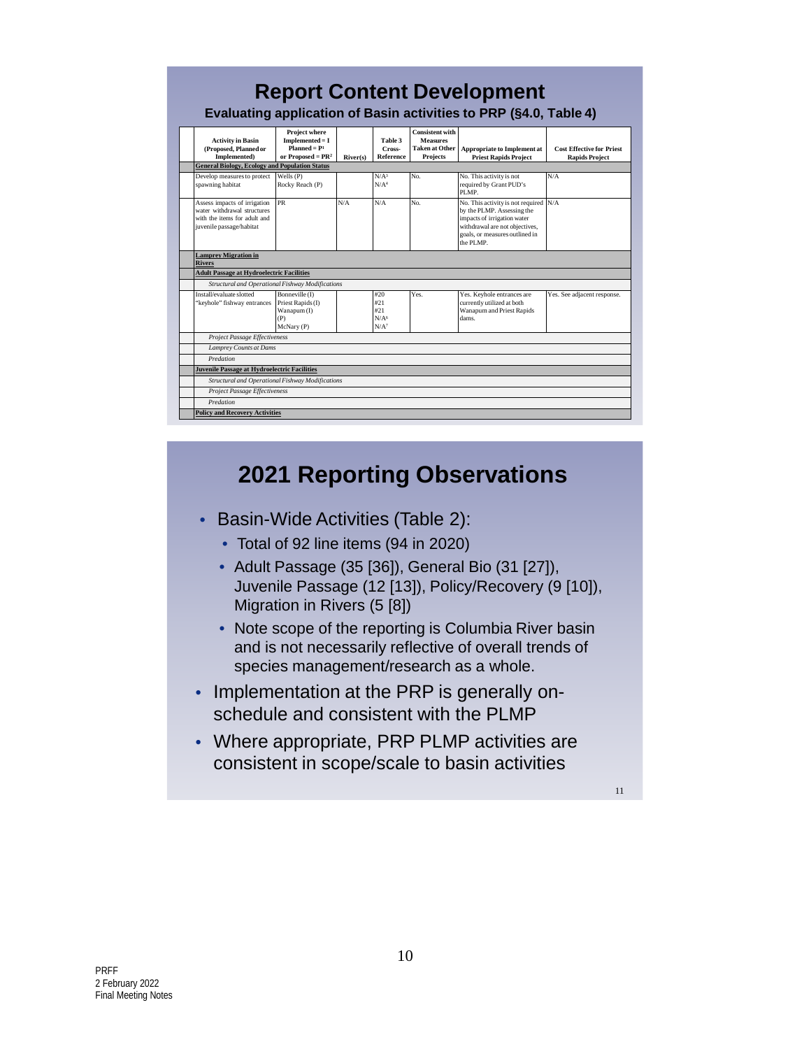# Report Content Development

**Evaluating application of Basin activities to PRP (§4.0, Table 4)**

| Activity in Basin (Proposed, Planned or Implemented) | Project where Implemented = I Planned = P[1] or Proposed = PR[2] | River(s) | Table 3 Cross-Reference | Consistent with Measures Taken at Other Projects | Appropriate to Implement at Priest Rapids Project | Cost Effective for Priest Rapids Project |
|---|---|---|---|---|---|---|
| **General Biology, Ecology and Population Status** | | | | | | |
| Develop measures to protect spawning habitat | Wells (P) Rocky Reach (P) | | N/A[3] N/A[4] | No. | No. This activity is not required by Grant PUD's PLMP. | N/A |
| Assess impacts of irrigation water withdrawal structures with the items for adult and juvenile passage/habitat | PR | N/A | N/A | No. | No. This activity is not required by the PLMP. Assessing the impacts of irrigation water withdrawal are not objectives, goals, or measures outlined in the PLMP. | N/A |
| **Lamprey Migration in Rivers** | | | | | | |
| **Adult Passage at Hydroelectric Facilities** | | | | | | |
| *Structural and Operational Fishway Modifications* | | | | | | |
| Install/evaluate slotted "keyhole" fishway entrances | Bonneville (I) Priest Rapids (I) Wanapum (I) (P) McNary (P) | | #20 #21 #21 N/A[6] N/A[7] | Yes. | Yes. Keyhole entrances are currently utilized at both Wanapum and Priest Rapids dams. | Yes. See adjacent response. |
| *Project Passage Effectiveness* | | | | | | |
| *Lamprey Counts at Dams* | | | | | | |
| *Predation* | | | | | | |
| **Juvenile Passage at Hydroelectric Facilities** | | | | | | |
| *Structural and Operational Fishway Modifications* | | | | | | |
| *Project Passage Effectiveness* | | | | | | |
| *Predation* | | | | | | |
| **Policy and Recovery Activities** | | | | | | |

# 2021 Reporting Observations

- Basin-Wide Activities (Table 2):
  - Total of 92 line items (94 in 2020)
  - Adult Passage (35 [36]), General Bio (31 [27]), Juvenile Passage (12 [13]), Policy/Recovery (9 [10]), Migration in Rivers (5 [8])
  - Note scope of the reporting is Columbia River basin and is not necessarily reflective of overall trends of species management/research as a whole.
- Implementation at the PRP is generally on-schedule and consistent with the PLMP
- Where appropriate, PRP PLMP activities are consistent in scope/scale to basin activities

PRFF
2 February 2022
Final Meeting Notes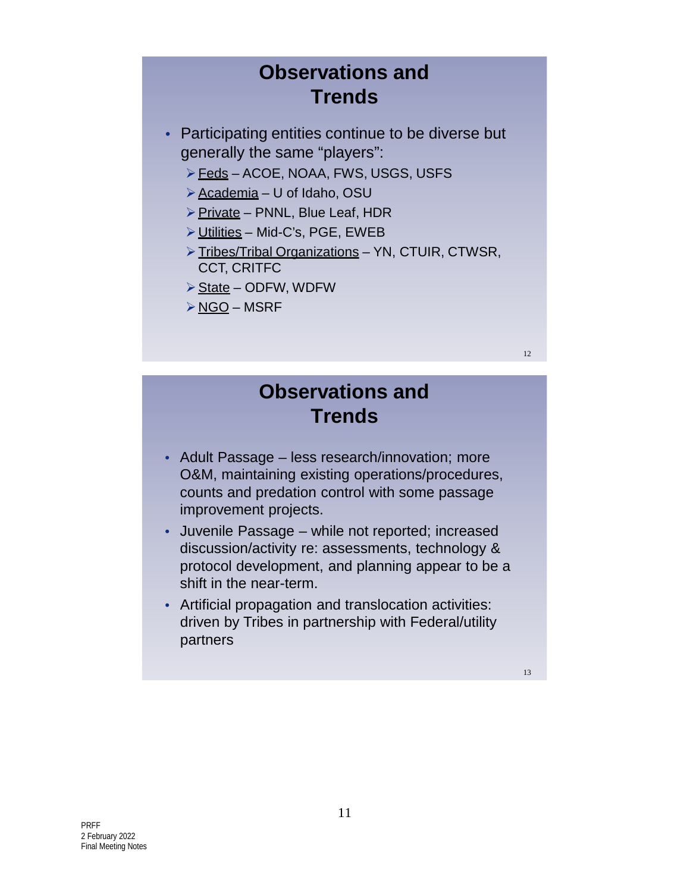## Observations and Trends

- Participating entities continue to be diverse but generally the same "players":
  - Feds – ACOE, NOAA, FWS, USGS, USFS
  - Academia – U of Idaho, OSU
  - Private – PNNL, Blue Leaf, HDR
  - Utilities – Mid-C's, PGE, EWEB
  - Tribes/Tribal Organizations – YN, CTUIR, CTWSR, CCT, CRITFC
  - State – ODFW, WDFW
  - NGO – MSRF

## Observations and Trends

- Adult Passage – less research/innovation; more O&M, maintaining existing operations/procedures, counts and predation control with some passage improvement projects.
- Juvenile Passage – while not reported; increased discussion/activity re: assessments, technology & protocol development, and planning appear to be a shift in the near-term.
- Artificial propagation and translocation activities: driven by Tribes in partnership with Federal/utility partners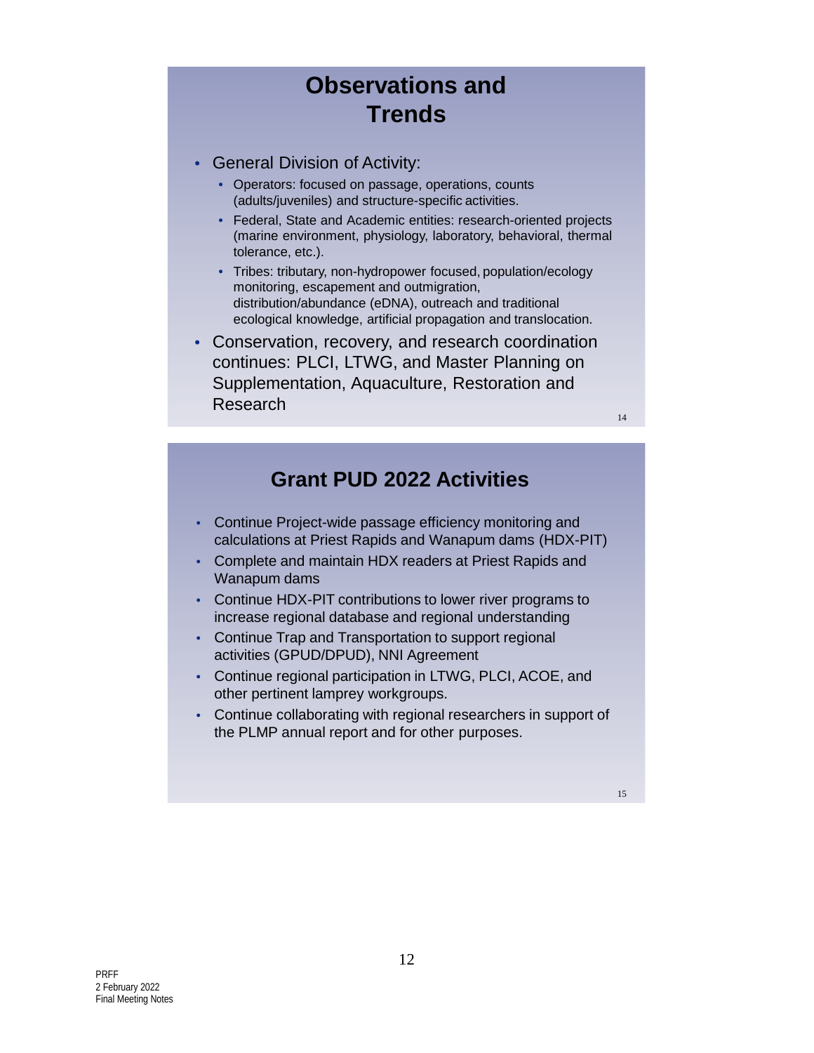## Observations and Trends

- General Division of Activity:
  - Operators: focused on passage, operations, counts (adults/juveniles) and structure-specific activities.
  - Federal, State and Academic entities: research-oriented projects (marine environment, physiology, laboratory, behavioral, thermal tolerance, etc.).
  - Tribes: tributary, non-hydropower focused, population/ecology monitoring, escapement and outmigration, distribution/abundance (eDNA), outreach and traditional ecological knowledge, artificial propagation and translocation.
- Conservation, recovery, and research coordination continues: PLCI, LTWG, and Master Planning on Supplementation, Aquaculture, Restoration and Research

## Grant PUD 2022 Activities

- Continue Project-wide passage efficiency monitoring and calculations at Priest Rapids and Wanapum dams (HDX-PIT)
- Complete and maintain HDX readers at Priest Rapids and Wanapum dams
- Continue HDX-PIT contributions to lower river programs to increase regional database and regional understanding
- Continue Trap and Transportation to support regional activities (GPUD/DPUD), NNI Agreement
- Continue regional participation in LTWG, PLCI, ACOE, and other pertinent lamprey workgroups.
- Continue collaborating with regional researchers in support of the PLMP annual report and for other purposes.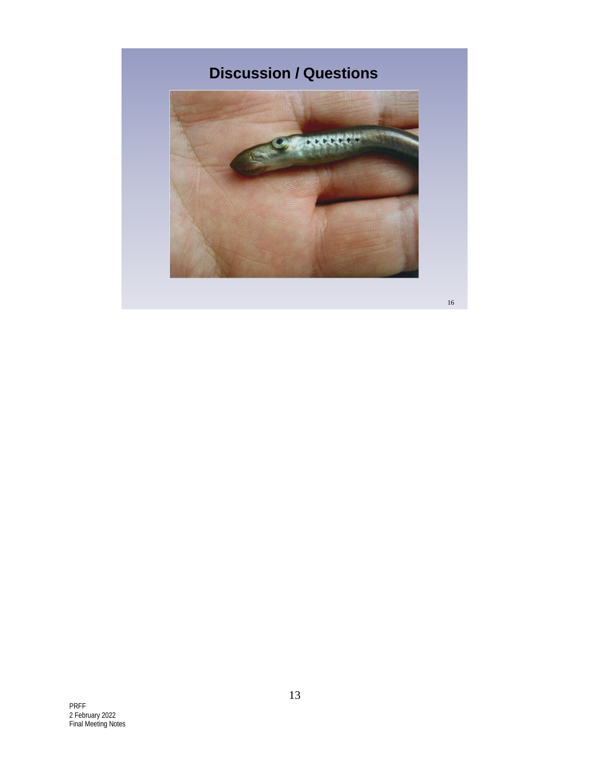## Discussion / Questions

16